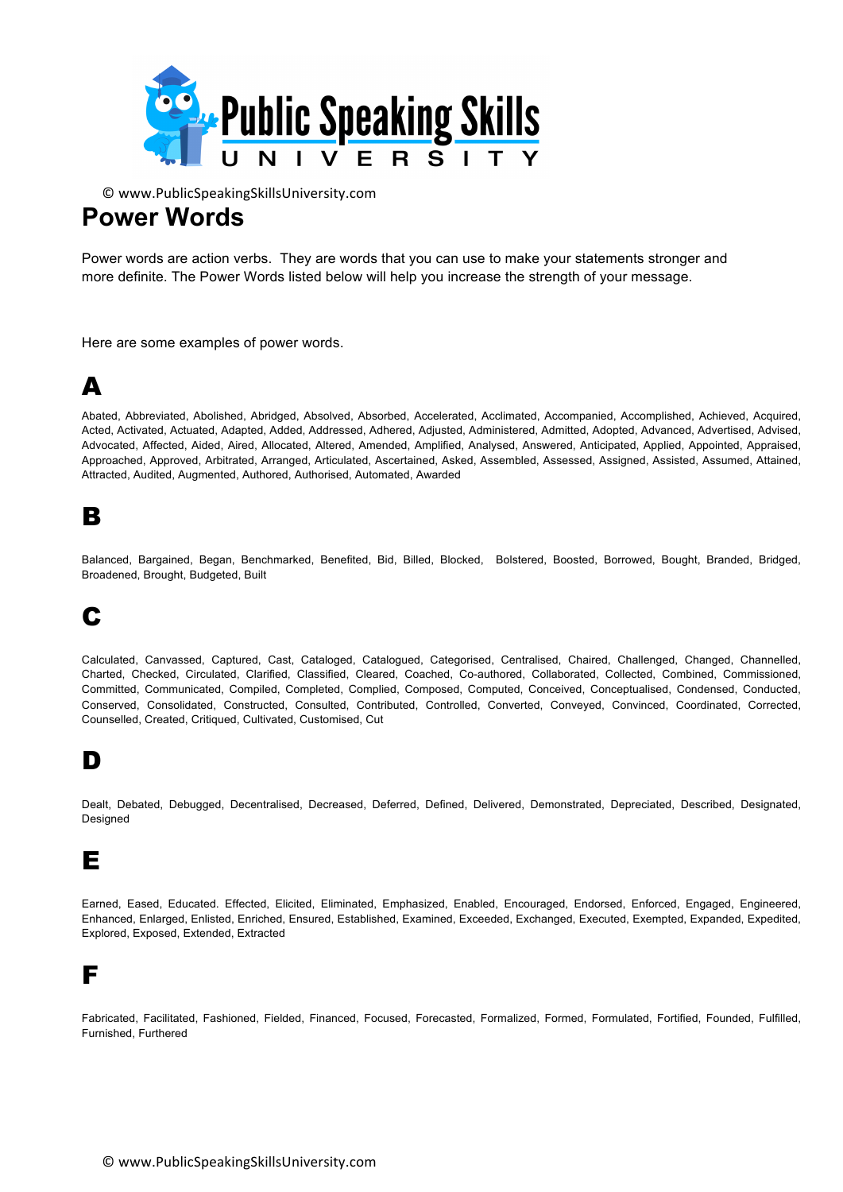© www.PublicSpeakingSkillsUniversity.com

# Power Words

Power words are action verbs. They are words that you can use to make your statements stronger and more definite. The Power Words listed below will help you increase the strength of your message.

Here are some examples of power words.

## A

Abated, Abbreviated, Abolished, Abridged, Absolved, Absorbed, Accelerated, Acclimated, Accompanied, Accomplished, Achieved, Acquired, Acted, Activated, Actuated, Adapted, Added, Addressed, Adhered, Adjusted, Administered, Admitted, Adopted, Advanced, Advertised, Advised, Advocated, Affected, Aided, Aired, Allocated, Altered, Amended, Amplified, Analysed, Answered, Anticipated, Applied, Appointed, Appraised, Approached, Approved, Arbitrated, Arranged, Articulated, Ascertained, Asked, Assembled, Assessed, Assigned, Assisted, Assumed, Attained, Attracted, Audited, Augmented, Authored, Authorised, Automated, Awarded

## B

Balanced, Bargained, Began, Benchmarked, Benefited, Bid, Billed, Blocked, Bolstered, Boosted, Borrowed, Bought, Branded, Bridged, Broadened, Brought, Budgeted, Built

## C

Calculated, Canvassed, Captured, Cast, Cataloged, Catalogued, Categorised, Centralised, Chaired, Challenged, Changed, Channelled, Charted, Checked, Circulated, Clarified, Classified, Cleared, Coached, Co-authored, Collaborated, Collected, Combined, Commissioned, Committed, Communicated, Compiled, Completed, Complied, Composed, Computed, Conceived, Conceptualised, Condensed, Conducted, Conserved, Consolidated, Constructed, Consulted, Contributed, Controlled, Converted, Conveyed, Convinced, Coordinated, Corrected, Counselled, Created, Critiqued, Cultivated, Customised, Cut

## D

Dealt, Debated, Debugged, Decentralised, Decreased, Deferred, Defined, Delivered, Demonstrated, Depreciated, Described, Designated, Designed

## E

Earned, Eased, Educated. Effected, Elicited, Eliminated, Emphasized, Enabled, Encouraged, Endorsed, Enforced, Engaged, Engineered, Enhanced, Enlarged, Enlisted, Enriched, Ensured, Established, Examined, Exceeded, Exchanged, Executed, Exempted, Expanded, Expedited, Explored, Exposed, Extended, Extracted

## F

Fabricated, Facilitated, Fashioned, Fielded, Financed, Focused, Forecasted, Formalized, Formed, Formulated, Fortified, Founded, Fulfilled, Furnished, Furthered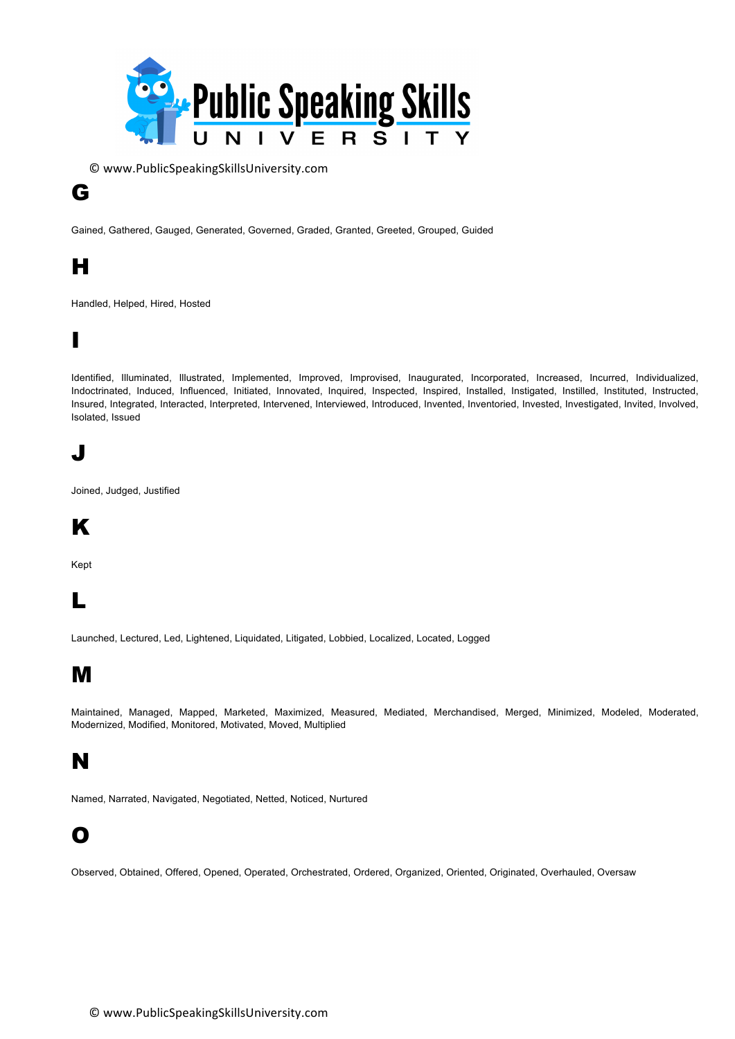## G

Gained, Gathered, Gauged, Generated, Governed, Graded, Granted, Greeted, Grouped, Guided

## H

Handled, Helped, Hired, Hosted

## I

Identified, Illuminated, Illustrated, Implemented, Improved, Improvised, Inaugurated, Incorporated, Increased, Incurred, Individualized, Indoctrinated, Induced, Influenced, Initiated, Innovated, Inquired, Inspected, Inspired, Installed, Instigated, Instilled, Instituted, Instructed, Insured, Integrated, Interacted, Interpreted, Intervened, Interviewed, Introduced, Invented, Inventoried, Invested, Investigated, Invited, Involved, Isolated, Issued

## J

Joined, Judged, Justified

## K

Kept

## L

Launched, Lectured, Led, Lightened, Liquidated, Litigated, Lobbied, Localized, Located, Logged

## M

Maintained, Managed, Mapped, Marketed, Maximized, Measured, Mediated, Merchandised, Merged, Minimized, Modeled, Moderated, Modernized, Modified, Monitored, Motivated, Moved, Multiplied

## N

Named, Narrated, Navigated, Negotiated, Netted, Noticed, Nurtured

## O

Observed, Obtained, Offered, Opened, Operated, Orchestrated, Ordered, Organized, Oriented, Originated, Overhauled, Oversaw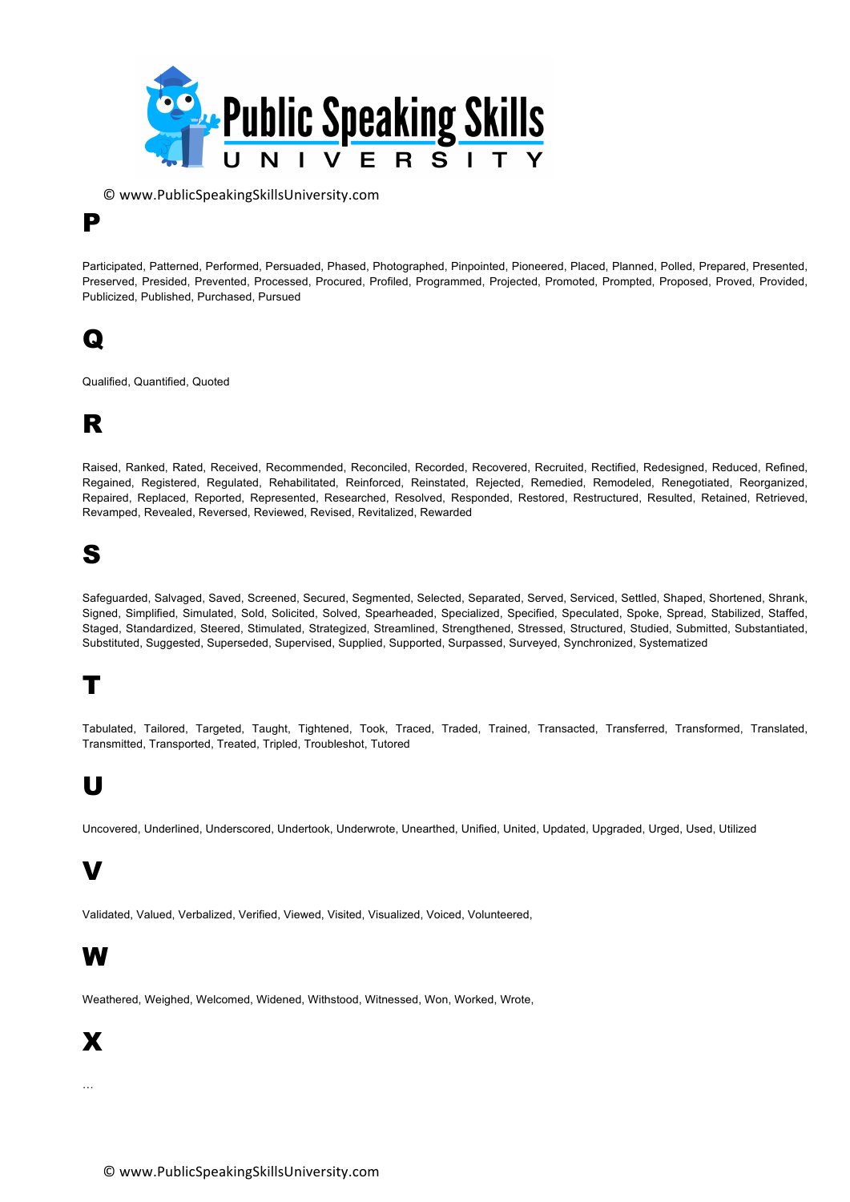## P

Participated, Patterned, Performed, Persuaded, Phased, Photographed, Pinpointed, Pioneered, Placed, Planned, Polled, Prepared, Presented, Preserved, Presided, Prevented, Processed, Procured, Profiled, Programmed, Projected, Promoted, Prompted, Proposed, Proved, Provided, Publicized, Published, Purchased, Pursued

## Q

Qualified, Quantified, Quoted

## R

Raised, Ranked, Rated, Received, Recommended, Reconciled, Recorded, Recovered, Recruited, Rectified, Redesigned, Reduced, Refined, Regained, Registered, Regulated, Rehabilitated, Reinforced, Reinstated, Rejected, Remedied, Remodeled, Renegotiated, Reorganized, Repaired, Replaced, Reported, Represented, Researched, Resolved, Responded, Restored, Restructured, Resulted, Retained, Retrieved, Revamped, Revealed, Reversed, Reviewed, Revised, Revitalized, Rewarded

## S

Safeguarded, Salvaged, Saved, Screened, Secured, Segmented, Selected, Separated, Served, Serviced, Settled, Shaped, Shortened, Shrank, Signed, Simplified, Simulated, Sold, Solicited, Solved, Spearheaded, Specialized, Specified, Speculated, Spoke, Spread, Stabilized, Staffed, Staged, Standardized, Steered, Stimulated, Strategized, Streamlined, Strengthened, Stressed, Structured, Studied, Submitted, Substantiated, Substituted, Suggested, Superseded, Supervised, Supplied, Supported, Surpassed, Surveyed, Synchronized, Systematized

## T

Tabulated, Tailored, Targeted, Taught, Tightened, Took, Traced, Traded, Trained, Transacted, Transferred, Transformed, Translated, Transmitted, Transported, Treated, Tripled, Troubleshot, Tutored

## U

Uncovered, Underlined, Underscored, Undertook, Underwrote, Unearthed, Unified, United, Updated, Upgraded, Urged, Used, Utilized

## V

Validated, Valued, Verbalized, Verified, Viewed, Visited, Visualized, Voiced, Volunteered,

## W

Weathered, Weighed, Welcomed, Widened, Withstood, Witnessed, Won, Worked, Wrote,

## X

…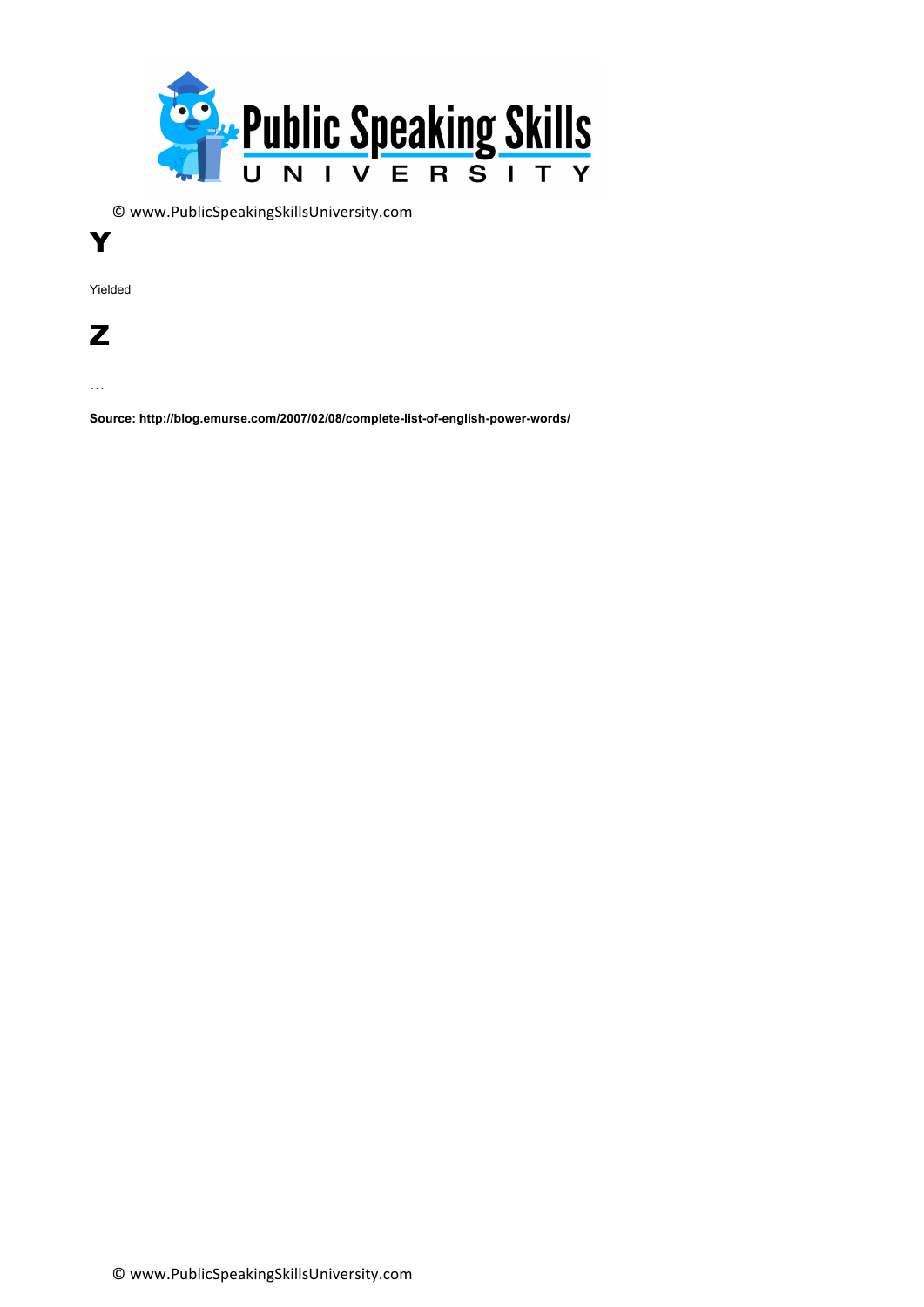# Y

Yielded

# Z

…

**Source: http://blog.emurse.com/2007/02/08/complete-list-of-english-power-words/**